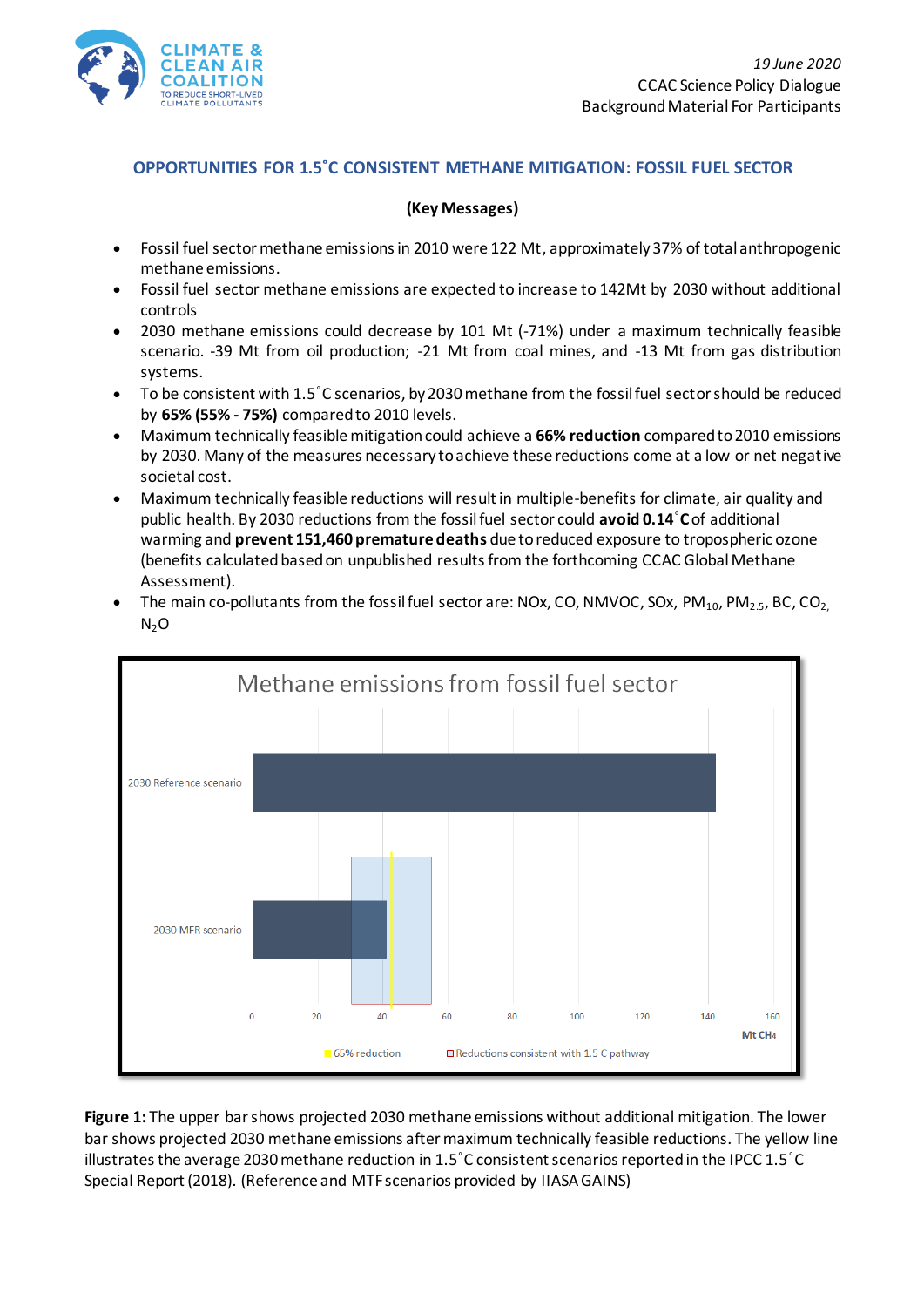19 June 2020
CCAC Science Policy Dialogue
Background Material For Participants

## OPPORTUNITIES FOR 1.5˚C CONSISTENT METHANE MITIGATION: FOSSIL FUEL SECTOR

**(Key Messages)**

- Fossil fuel sector methane emissions in 2010 were 122 Mt, approximately 37% of total anthropogenic methane emissions.
- Fossil fuel sector methane emissions are expected to increase to 142Mt by 2030 without additional controls
- 2030 methane emissions could decrease by 101 Mt (-71%) under a maximum technically feasible scenario. -39 Mt from oil production; -21 Mt from coal mines, and -13 Mt from gas distribution systems.
- To be consistent with 1.5˚C scenarios, by 2030 methane from the fossil fuel sector should be reduced by **65% (55% - 75%)** compared to 2010 levels.
- Maximum technically feasible mitigation could achieve a **66% reduction** compared to 2010 emissions by 2030. Many of the measures necessary to achieve these reductions come at a low or net negative societal cost.
- Maximum technically feasible reductions will result in multiple-benefits for climate, air quality and public health. By 2030 reductions from the fossil fuel sector could **avoid 0.14˚C** of additional warming and **prevent 151,460 premature deaths** due to reduced exposure to tropospheric ozone (benefits calculated based on unpublished results from the forthcoming CCAC Global Methane Assessment).
- The main co-pollutants from the fossil fuel sector are: NOx, CO, NMVOC, SOx, $PM_{10}$, $PM_{2.5}$, BC, $CO_2$, $N_2O$

**Figure 1:** The upper bar shows projected 2030 methane emissions without additional mitigation. The lower bar shows projected 2030 methane emissions after maximum technically feasible reductions. The yellow line illustrates the average 2030 methane reduction in 1.5˚C consistent scenarios reported in the IPCC 1.5˚C Special Report (2018). (Reference and MTF scenarios provided by IIASA GAINS)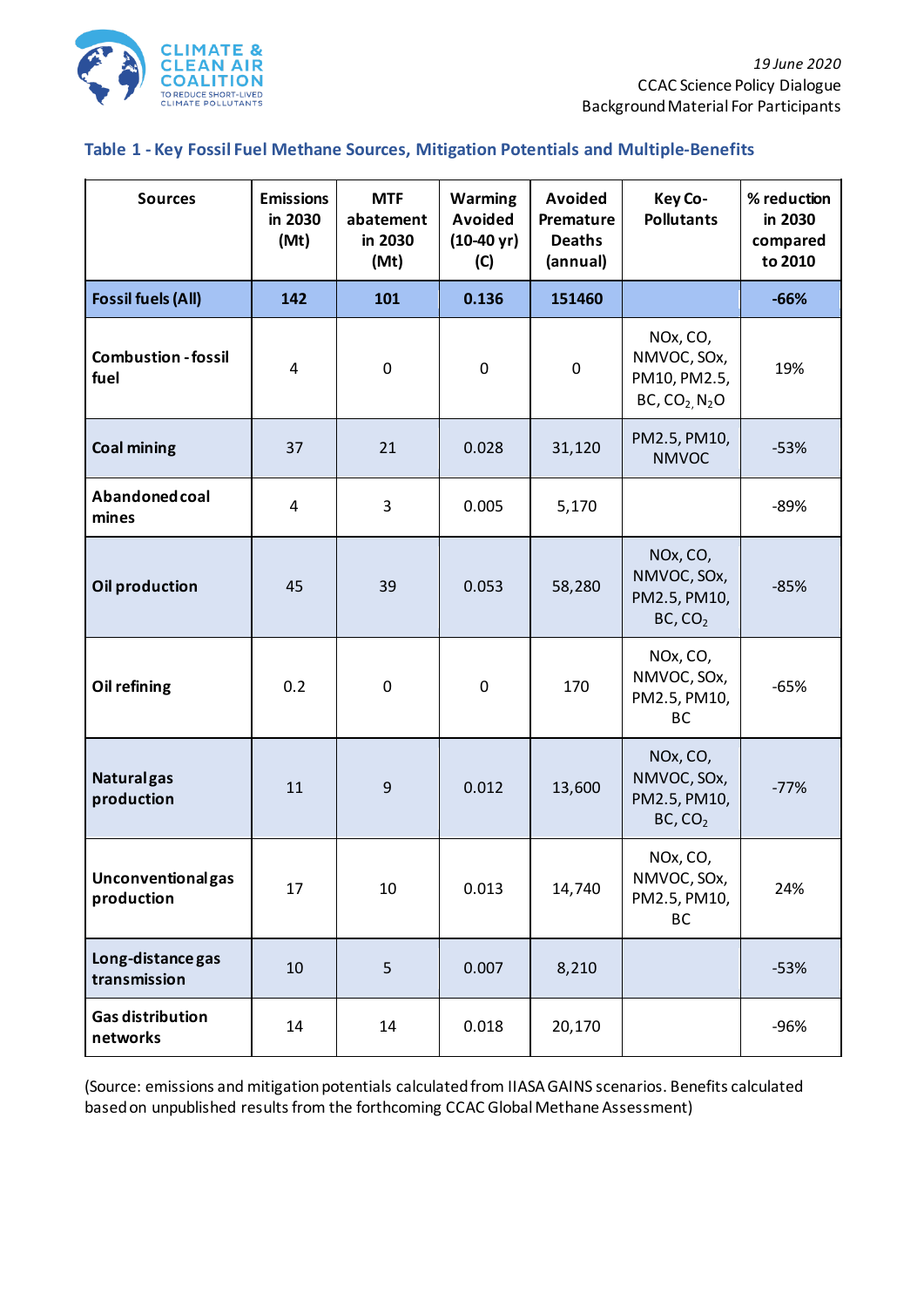### Table 1 - Key Fossil Fuel Methane Sources, Mitigation Potentials and Multiple-Benefits

| Sources | Emissions in 2030 (Mt) | MTF abatement in 2030 (Mt) | Warming Avoided (10-40 yr) (C) | Avoided Premature Deaths (annual) | Key Co-Pollutants | % reduction in 2030 compared to 2010 |
|---|---|---|---|---|---|---|
| **Fossil fuels (All)** | **142** | **101** | **0.136** | **151460** | | **-66%** |
| **Combustion - fossil fuel** | 4 | 0 | 0 | 0 | NOx, CO, NMVOC, SOx, PM10, PM2.5, BC, $CO_2$, $N_2O$ | 19% |
| **Coal mining** | 37 | 21 | 0.028 | 31,120 | PM2.5, PM10, NMVOC | -53% |
| **Abandoned coal mines** | 4 | 3 | 0.005 | 5,170 | | -89% |
| **Oil production** | 45 | 39 | 0.053 | 58,280 | NOx, CO, NMVOC, SOx, PM2.5, PM10, BC, $CO_2$ | -85% |
| **Oil refining** | 0.2 | 0 | 0 | 170 | NOx, CO, NMVOC, SOx, PM2.5, PM10, BC | -65% |
| **Natural gas production** | 11 | 9 | 0.012 | 13,600 | NOx, CO, NMVOC, SOx, PM2.5, PM10, BC, $CO_2$ | -77% |
| **Unconventional gas production** | 17 | 10 | 0.013 | 14,740 | NOx, CO, NMVOC, SOx, PM2.5, PM10, BC | 24% |
| **Long-distance gas transmission** | 10 | 5 | 0.007 | 8,210 | | -53% |
| **Gas distribution networks** | 14 | 14 | 0.018 | 20,170 | | -96% |

(Source: emissions and mitigation potentials calculated from IIASA GAINS scenarios. Benefits calculated based on unpublished results from the forthcoming CCAC Global Methane Assessment)